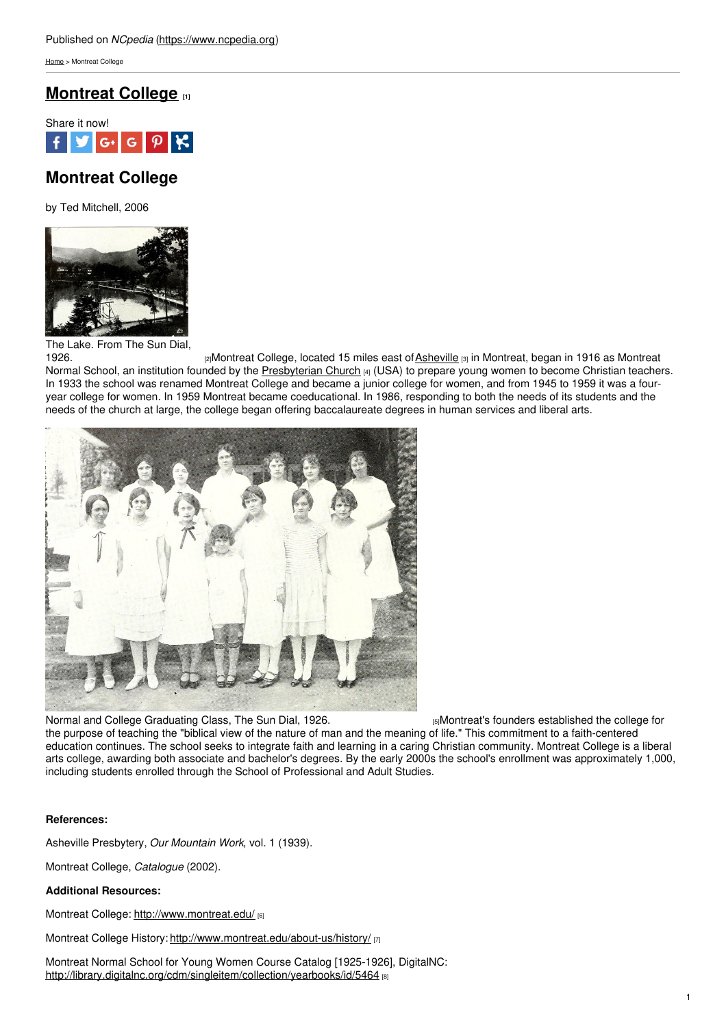Published on *NCpedia* (https://www.ncpedia.org)

Home > Montreat College

# Montreat College [1]

Share it now!

## Montreat College

by Ted Mitchell, 2006

The Lake. From The Sun Dial, 1926.

[2]Montreat College, located 15 miles east of Asheville [3] in Montreat, began in 1916 as Montreat Normal School, an institution founded by the Presbyterian Church [4] (USA) to prepare young women to become Christian teachers. In 1933 the school was renamed Montreat College and became a junior college for women, and from 1945 to 1959 it was a four-year college for women. In 1959 Montreat became coeducational. In 1986, responding to both the needs of its students and the needs of the church at large, the college began offering baccalaureate degrees in human services and liberal arts.

Normal and College Graduating Class, The Sun Dial, 1926.

[5]Montreat's founders established the college for the purpose of teaching the "biblical view of the nature of man and the meaning of life." This commitment to a faith-centered education continues. The school seeks to integrate faith and learning in a caring Christian community. Montreat College is a liberal arts college, awarding both associate and bachelor's degrees. By the early 2000s the school's enrollment was approximately 1,000, including students enrolled through the School of Professional and Adult Studies.

**References:**

Asheville Presbytery, *Our Mountain Work*, vol. 1 (1939).

Montreat College, *Catalogue* (2002).

**Additional Resources:**

Montreat College: http://www.montreat.edu/ [6]

Montreat College History: http://www.montreat.edu/about-us/history/ [7]

Montreat Normal School for Young Women Course Catalog [1925-1926], DigitalNC: http://library.digitalnc.org/cdm/singleitem/collection/yearbooks/id/5464 [8]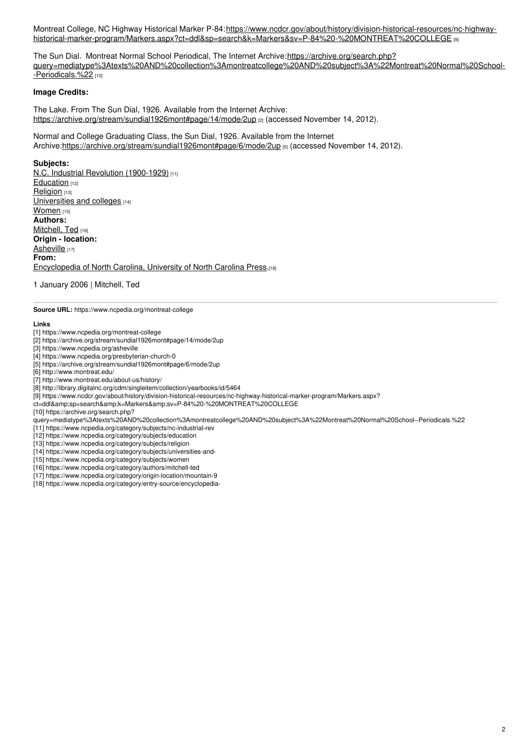Montreat College, NC Highway Historical Marker P-84:https://www.ncdcr.gov/about/history/division-historical-resources/nc-highway-historical-marker-program/Markers.aspx?ct=ddl&sp=search&k=Markers&sv=P-84%20-%20MONTREAT%20COLLEGE [9]

The Sun Dial. Montreat Normal School Periodical, The Internet Archive:https://archive.org/search.php?query=mediatype%3Atexts%20AND%20collection%3Amontreatcollege%20AND%20subject%3A%22Montreat%20Normal%20School--Periodicals.%22 [10]

**Image Credits:**

The Lake. From The Sun Dial, 1926. Available from the Internet Archive: https://archive.org/stream/sundial1926mont#page/14/mode/2up [2] (accessed November 14, 2012).

Normal and College Graduating Class, the Sun Dial, 1926. Available from the Internet Archive:https://archive.org/stream/sundial1926mont#page/6/mode/2up [5] (accessed November 14, 2012).

**Subjects:**
N.C. Industrial Revolution (1900-1929) [11]
Education [12]
Religion [13]
Universities and colleges [14]
Women [15]
**Authors:**
Mitchell, Ted [16]
**Origin - location:**
Asheville [17]
**From:**
Encyclopedia of North Carolina, University of North Carolina Press.[18]

1 January 2006 | Mitchell, Ted

**Source URL:** https://www.ncpedia.org/montreat-college

**Links**
[1] https://www.ncpedia.org/montreat-college
[2] https://archive.org/stream/sundial1926mont#page/14/mode/2up
[3] https://www.ncpedia.org/asheville
[4] https://www.ncpedia.org/presbyterian-church-0
[5] https://archive.org/stream/sundial1926mont#page/6/mode/2up
[6] http://www.montreat.edu/
[7] http://www.montreat.edu/about-us/history/
[8] http://library.digitalnc.org/cdm/singleitem/collection/yearbooks/id/5464
[9] https://www.ncdcr.gov/about/history/division-historical-resources/nc-highway-historical-marker-program/Markers.aspx?ct=ddl&amp;sp=search&amp;k=Markers&amp;sv=P-84%20-%20MONTREAT%20COLLEGE
[10] https://archive.org/search.php?query=mediatype%3Atexts%20AND%20collection%3Amontreatcollege%20AND%20subject%3A%22Montreat%20Normal%20School--Periodicals.%22
[11] https://www.ncpedia.org/category/subjects/nc-industrial-rev
[12] https://www.ncpedia.org/category/subjects/education
[13] https://www.ncpedia.org/category/subjects/religion
[14] https://www.ncpedia.org/category/subjects/universities-and-
[15] https://www.ncpedia.org/category/subjects/women
[16] https://www.ncpedia.org/category/authors/mitchell-ted
[17] https://www.ncpedia.org/category/origin-location/mountain-9
[18] https://www.ncpedia.org/category/entry-source/encyclopedia-